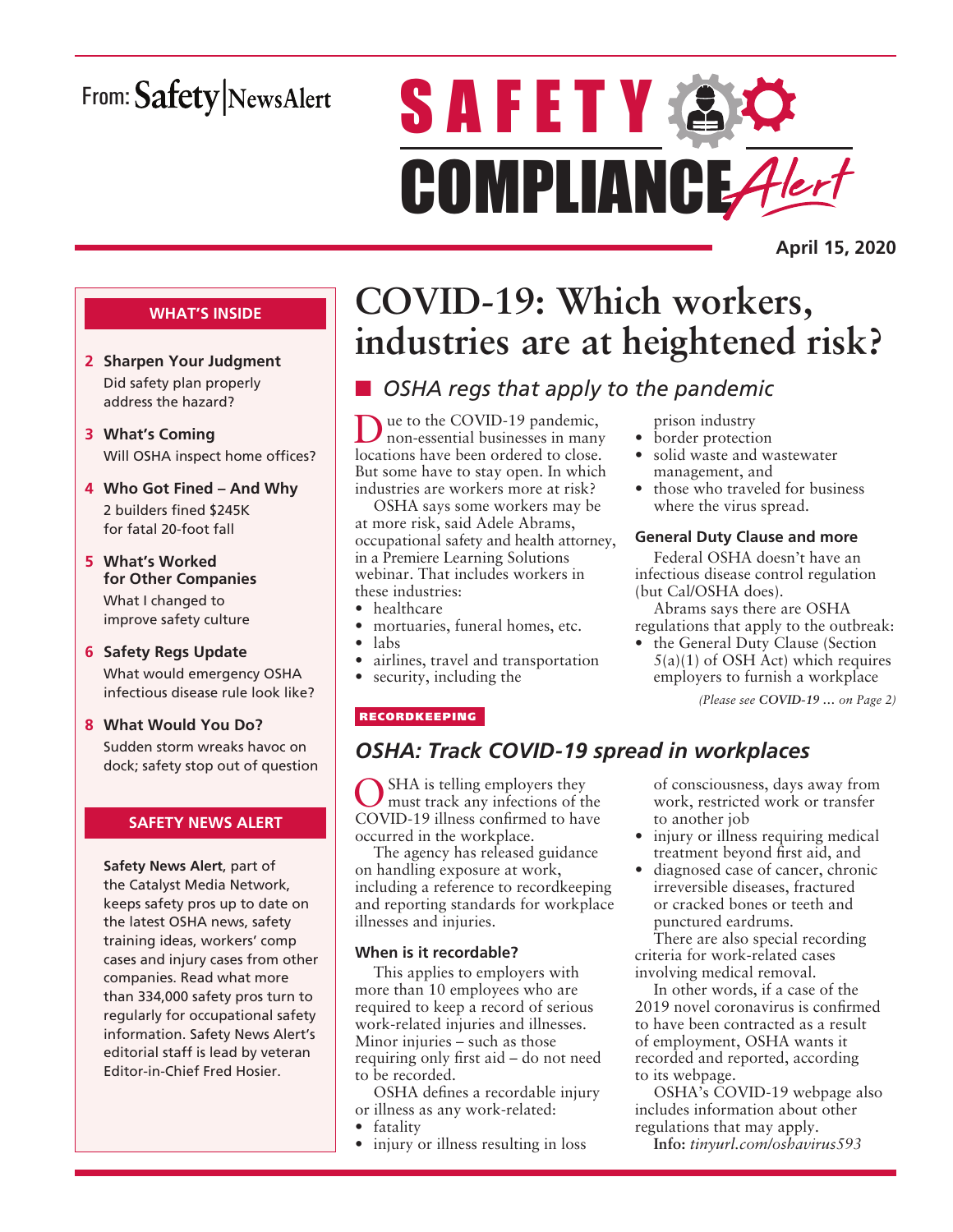From: Safety|NewsAlert

# SAFETY COMPLIANCE Alert

April 15, 2020

**WHAT'S INSIDE**

**2 Sharpen Your Judgment**
Did safety plan properly address the hazard?

**3 What's Coming**
Will OSHA inspect home offices?

**4 Who Got Fined – And Why**
2 builders fined $245K for fatal 20-foot fall

**5 What's Worked for Other Companies**
What I changed to improve safety culture

**6 Safety Regs Update**
What would emergency OSHA infectious disease rule look like?

**8 What Would You Do?**
Sudden storm wreaks havoc on dock; safety stop out of question

**SAFETY NEWS ALERT**

**Safety News Alert**, part of the Catalyst Media Network, keeps safety pros up to date on the latest OSHA news, safety training ideas, workers' comp cases and injury cases from other companies. Read what more than 334,000 safety pros turn to regularly for occupational safety information. Safety News Alert's editorial staff is lead by veteran Editor-in-Chief Fred Hosier.

# COVID-19: Which workers, industries are at heightened risk?

## *OSHA regs that apply to the pandemic*

Due to the COVID-19 pandemic, non-essential businesses in many locations have been ordered to close. But some have to stay open. In which industries are workers more at risk?

OSHA says some workers may be at more risk, said Adele Abrams, occupational safety and health attorney, in a Premiere Learning Solutions webinar. That includes workers in these industries:

- healthcare
- mortuaries, funeral homes, etc.
- labs
- airlines, travel and transportation
- security, including the prison industry
- border protection
- solid waste and wastewater management, and
- those who traveled for business where the virus spread.

### General Duty Clause and more

Federal OSHA doesn't have an infectious disease control regulation (but Cal/OSHA does).

Abrams says there are OSHA regulations that apply to the outbreak:

- the General Duty Clause (Section 5(a)(1) of OSH Act) which requires employers to furnish a workplace

*(Please see **COVID-19 …** on Page 2)*

**RECORDKEEPING**

## *OSHA: Track COVID-19 spread in workplaces*

OSHA is telling employers they must track any infections of the COVID-19 illness confirmed to have occurred in the workplace.

The agency has released guidance on handling exposure at work, including a reference to recordkeeping and reporting standards for workplace illnesses and injuries.

### When is it recordable?

This applies to employers with more than 10 employees who are required to keep a record of serious work-related injuries and illnesses. Minor injuries – such as those requiring only first aid – do not need to be recorded.

OSHA defines a recordable injury or illness as any work-related:

- fatality
- injury or illness resulting in loss of consciousness, days away from work, restricted work or transfer to another job
- injury or illness requiring medical treatment beyond first aid, and
- diagnosed case of cancer, chronic irreversible diseases, fractured or cracked bones or teeth and punctured eardrums.

There are also special recording criteria for work-related cases involving medical removal.

In other words, if a case of the 2019 novel coronavirus is confirmed to have been contracted as a result of employment, OSHA wants it recorded and reported, according to its webpage.

OSHA's COVID-19 webpage also includes information about other regulations that may apply.

**Info:** *tinyurl.com/oshavirus593*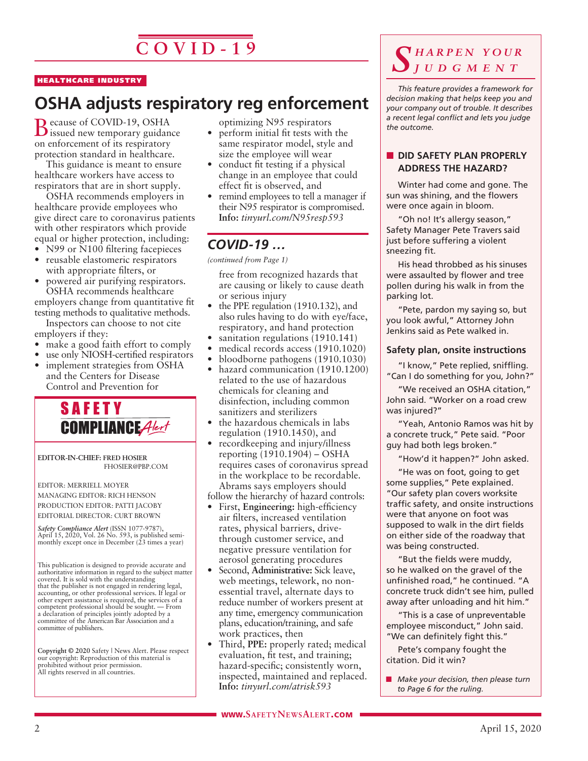# COVID-19

HEALTHCARE INDUSTRY

## OSHA adjusts respiratory reg enforcement

Because of COVID-19, OSHA issued new temporary guidance on enforcement of its respiratory protection standard in healthcare.

This guidance is meant to ensure healthcare workers have access to respirators that are in short supply.

OSHA recommends employers in healthcare provide employees who give direct care to coronavirus patients with other respirators which provide equal or higher protection, including:

- N99 or N100 filtering facepieces
- reusable elastomeric respirators with appropriate filters, or
- powered air purifying respirators.

OSHA recommends healthcare employers change from quantitative fit testing methods to qualitative methods.

Inspectors can choose to not cite employers if they:

- make a good faith effort to comply
- use only NIOSH-certified respirators
- implement strategies from OSHA and the Centers for Disease Control and Prevention for optimizing N95 respirators
- perform initial fit tests with the same respirator model, style and size the employee will wear
- conduct fit testing if a physical change in an employee that could effect fit is observed, and
- remind employees to tell a manager if their N95 respirator is compromised.

**Info:** *tinyurl.com/N95resp593*

## *COVID-19 …*

*(continued from Page 1)*

free from recognized hazards that are causing or likely to cause death or serious injury

- the PPE regulation (1910.132), and also rules having to do with eye/face, respiratory, and hand protection
- sanitation regulations (1910.141)
- medical records access (1910.1020)
- bloodborne pathogens (1910.1030)
- hazard communication (1910.1200) related to the use of hazardous chemicals for cleaning and disinfection, including common sanitizers and sterilizers
- the hazardous chemicals in labs regulation (1910.1450), and
- recordkeeping and injury/illness reporting (1910.1904) – OSHA requires cases of coronavirus spread in the workplace to be recordable.

Abrams says employers should follow the hierarchy of hazard controls:

- First, **Engineering:** high-efficiency air filters, increased ventilation rates, physical barriers, drive-through customer service, and negative pressure ventilation for aerosol generating procedures
- Second, **Administrative:** Sick leave, web meetings, telework, no non-essential travel, alternate days to reduce number of workers present at any time, emergency communication plans, education/training, and safe work practices, then
- Third, **PPE:** properly rated; medical evaluation, fit test, and training; hazard-specific; consistently worn, inspected, maintained and replaced.

**Info:** *tinyurl.com/atrisk593*

---

**SAFETY COMPLIANCE Alert**

EDITOR-IN-CHIEF: FRED HOSIER
FHOSIER@PBP.COM

EDITOR: MERRIELL MOYER
MANAGING EDITOR: RICH HENSON
PRODUCTION EDITOR: PATTI JACOBY
EDITORIAL DIRECTOR: CURT BROWN

*Safety Compliance Alert* (ISSN 1077-9787), April 15, 2020, Vol. 26 No. 593, is published semi-monthly except once in December (23 times a year)

This publication is designed to provide accurate and authoritative information in regard to the subject matter covered. It is sold with the understanding that the publisher is not engaged in rendering legal, accounting, or other professional services. If legal or other expert assistance is required, the services of a competent professional should be sought. — From a declaration of principles jointly adopted by a committee of the American Bar Association and a committee of publishers.

**Copyright © 2020** Safety | News Alert. Please respect our copyright: Reproduction of this material is prohibited without prior permission. All rights reserved in all countries.

---

## *SHARPEN YOUR JUDGMENT*

*This feature provides a framework for decision making that helps keep you and your company out of trouble. It describes a recent legal conflict and lets you judge the outcome.*

### DID SAFETY PLAN PROPERLY ADDRESS THE HAZARD?

Winter had come and gone. The sun was shining, and the flowers were once again in bloom.

"Oh no! It's allergy season," Safety Manager Pete Travers said just before suffering a violent sneezing fit.

His head throbbed as his sinuses were assaulted by flower and tree pollen during his walk in from the parking lot.

"Pete, pardon my saying so, but you look awful," Attorney John Jenkins said as Pete walked in.

### Safety plan, onsite instructions

"I know," Pete replied, sniffling. "Can I do something for you, John?"

"We received an OSHA citation," John said. "Worker on a road crew was injured?"

"Yeah, Antonio Ramos was hit by a concrete truck," Pete said. "Poor guy had both legs broken."

"How'd it happen?" John asked.

"He was on foot, going to get some supplies," Pete explained. "Our safety plan covers worksite traffic safety, and onsite instructions were that anyone on foot was supposed to walk in the dirt fields on either side of the roadway that was being constructed.

"But the fields were muddy, so he walked on the gravel of the unfinished road," he continued. "A concrete truck didn't see him, pulled away after unloading and hit him."

"This is a case of unpreventable employee misconduct," John said. "We can definitely fight this."

Pete's company fought the citation. Did it win?

- *Make your decision, then please turn to Page 6 for the ruling.*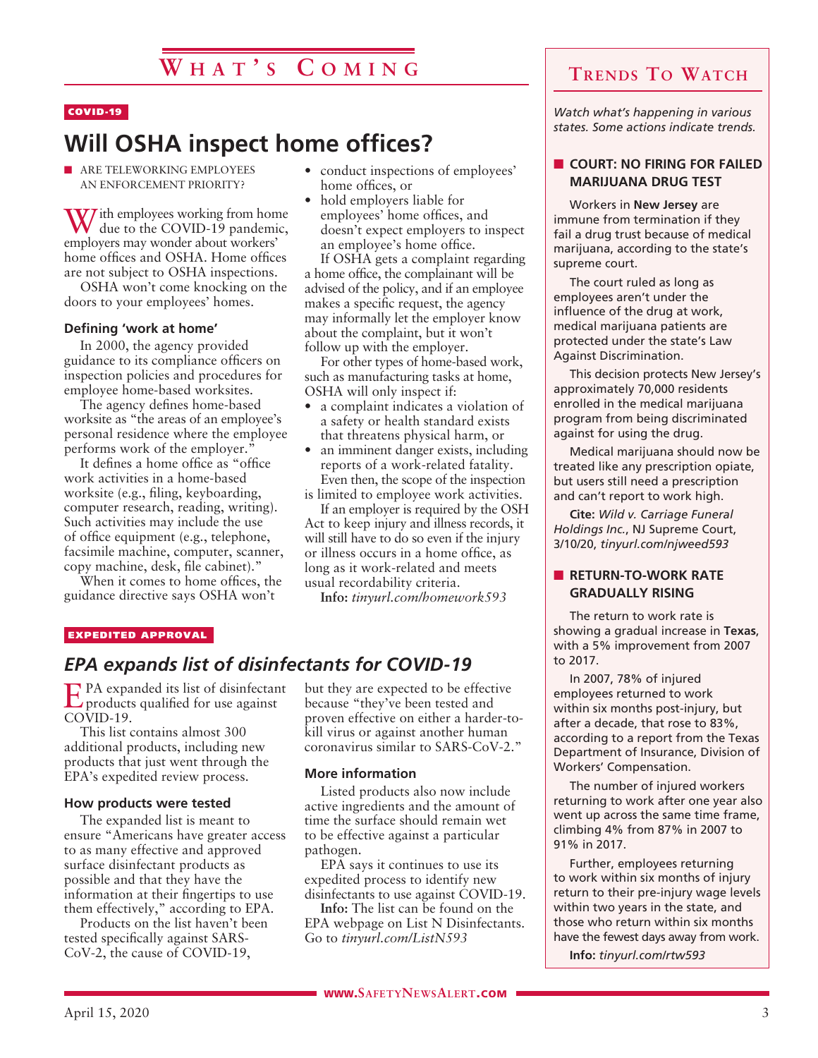# What's Coming

COVID-19

## Will OSHA inspect home offices?

■ ARE TELEWORKING EMPLOYEES AN ENFORCEMENT PRIORITY?

With employees working from home due to the COVID-19 pandemic, employers may wonder about workers' home offices and OSHA. Home offices are not subject to OSHA inspections.

OSHA won't come knocking on the doors to your employees' homes.

### Defining 'work at home'

In 2000, the agency provided guidance to its compliance officers on inspection policies and procedures for employee home-based worksites.

The agency defines home-based worksite as "the areas of an employee's personal residence where the employee performs work of the employer."

It defines a home office as "office work activities in a home-based worksite (e.g., filing, keyboarding, computer research, reading, writing). Such activities may include the use of office equipment (e.g., telephone, facsimile machine, computer, scanner, copy machine, desk, file cabinet)."

When it comes to home offices, the guidance directive says OSHA won't

- conduct inspections of employees' home offices, or
- hold employers liable for employees' home offices, and doesn't expect employers to inspect an employee's home office.

If OSHA gets a complaint regarding a home office, the complainant will be advised of the policy, and if an employee makes a specific request, the agency may informally let the employer know about the complaint, but it won't follow up with the employer.

For other types of home-based work, such as manufacturing tasks at home, OSHA will only inspect if:

- a complaint indicates a violation of a safety or health standard exists that threatens physical harm, or
- an imminent danger exists, including reports of a work-related fatality.

Even then, the scope of the inspection is limited to employee work activities.

If an employer is required by the OSH Act to keep injury and illness records, it will still have to do so even if the injury or illness occurs in a home office, as long as it work-related and meets usual recordability criteria.

**Info:** *tinyurl.com/homework593*

EXPEDITED APPROVAL

## *EPA expands list of disinfectants for COVID-19*

EPA expanded its list of disinfectant products qualified for use against COVID-19.

This list contains almost 300 additional products, including new products that just went through the EPA's expedited review process.

### How products were tested

The expanded list is meant to ensure "Americans have greater access to as many effective and approved surface disinfectant products as possible and that they have the information at their fingertips to use them effectively," according to EPA.

Products on the list haven't been tested specifically against SARS-CoV-2, the cause of COVID-19, but they are expected to be effective because "they've been tested and proven effective on either a harder-to-kill virus or against another human coronavirus similar to SARS-CoV-2."

### More information

Listed products also now include active ingredients and the amount of time the surface should remain wet to be effective against a particular pathogen.

EPA says it continues to use its expedited process to identify new disinfectants to use against COVID-19.

**Info:** The list can be found on the EPA webpage on List N Disinfectants. Go to *tinyurl.com/ListN593*

# Trends To Watch

*Watch what's happening in various states. Some actions indicate trends.*

### ■ COURT: NO FIRING FOR FAILED MARIJUANA DRUG TEST

Workers in **New Jersey** are immune from termination if they fail a drug trust because of medical marijuana, according to the state's supreme court.

The court ruled as long as employees aren't under the influence of the drug at work, medical marijuana patients are protected under the state's Law Against Discrimination.

This decision protects New Jersey's approximately 70,000 residents enrolled in the medical marijuana program from being discriminated against for using the drug.

Medical marijuana should now be treated like any prescription opiate, but users still need a prescription and can't report to work high.

**Cite:** *Wild v. Carriage Funeral Holdings Inc.*, NJ Supreme Court, 3/10/20, *tinyurl.com/njweed593*

### ■ RETURN-TO-WORK RATE GRADUALLY RISING

The return to work rate is showing a gradual increase in **Texas**, with a 5% improvement from 2007 to 2017.

In 2007, 78% of injured employees returned to work within six months post-injury, but after a decade, that rose to 83%, according to a report from the Texas Department of Insurance, Division of Workers' Compensation.

The number of injured workers returning to work after one year also went up across the same time frame, climbing 4% from 87% in 2007 to 91% in 2017.

Further, employees returning to work within six months of injury return to their pre-injury wage levels within two years in the state, and those who return within six months have the fewest days away from work.

**Info:** *tinyurl.com/rtw593*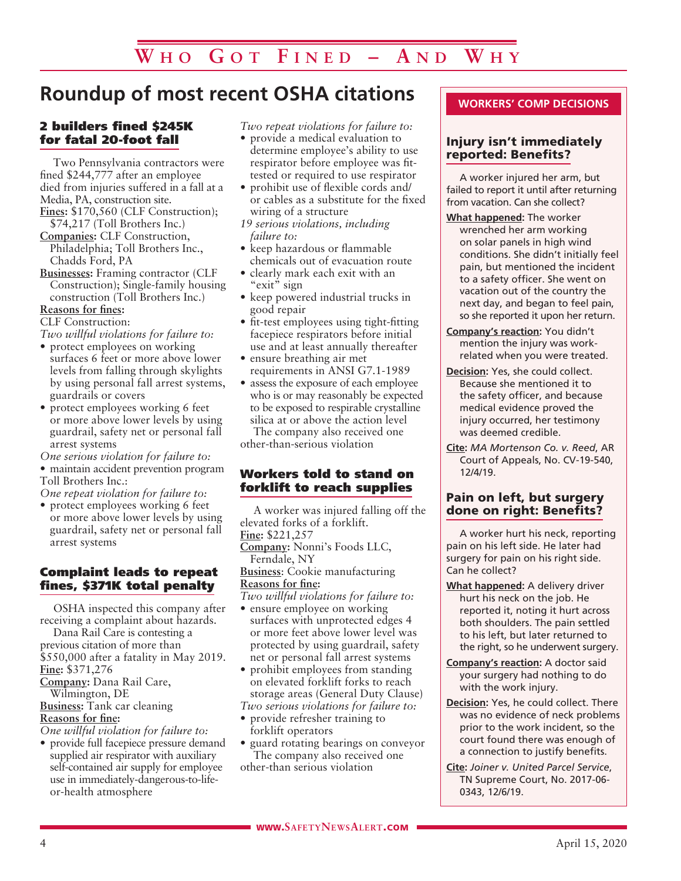# Who Got Fined – And Why

## Roundup of most recent OSHA citations

### 2 builders fined $245K for fatal 20-foot fall

Two Pennsylvania contractors were fined $244,777 after an employee died from injuries suffered in a fall at a Media, PA, construction site.

**Fines:** $170,560 (CLF Construction); $74,217 (Toll Brothers Inc.)

**Companies:** CLF Construction, Philadelphia; Toll Brothers Inc., Chadds Ford, PA

**Businesses:** Framing contractor (CLF Construction); Single-family housing construction (Toll Brothers Inc.)

**Reasons for fines:**

CLF Construction:

*Two willful violations for failure to:*

- protect employees on working surfaces 6 feet or more above lower levels from falling through skylights by using personal fall arrest systems, guardrails or covers
- protect employees working 6 feet or more above lower levels by using guardrail, safety net or personal fall arrest systems

*One serious violation for failure to:*

- maintain accident prevention program

Toll Brothers Inc.:

*One repeat violation for failure to:*

- protect employees working 6 feet or more above lower levels by using guardrail, safety net or personal fall arrest systems

### Complaint leads to repeat fines, $371K total penalty

OSHA inspected this company after receiving a complaint about hazards.

Dana Rail Care is contesting a previous citation of more than $550,000 after a fatality in May 2019.

**Fine:** $371,276

**Company:** Dana Rail Care, Wilmington, DE

**Business:** Tank car cleaning

**Reasons for fine:**

*One willful violation for failure to:*

- provide full facepiece pressure demand supplied air respirator with auxiliary self-contained air supply for employee use in immediately-dangerous-to-life-or-health atmosphere

*Two repeat violations for failure to:*

- provide a medical evaluation to determine employee's ability to use respirator before employee was fit-tested or required to use respirator
- prohibit use of flexible cords and/or cables as a substitute for the fixed wiring of a structure

*19 serious violations, including failure to:*

- keep hazardous or flammable chemicals out of evacuation route
- clearly mark each exit with an "exit" sign
- keep powered industrial trucks in good repair
- fit-test employees using tight-fitting facepiece respirators before initial use and at least annually thereafter
- ensure breathing air met requirements in ANSI G7.1-1989
- assess the exposure of each employee who is or may reasonably be expected to be exposed to respirable crystalline silica at or above the action level

The company also received one other-than-serious violation

### Workers told to stand on forklift to reach supplies

A worker was injured falling off the elevated forks of a forklift.

**Fine:** $221,257

**Company:** Nonni's Foods LLC, Ferndale, NY

**Business:** Cookie manufacturing

**Reasons for fine:**

*Two willful violations for failure to:*

- ensure employee on working surfaces with unprotected edges 4 or more feet above lower level was protected by using guardrail, safety net or personal fall arrest systems
- prohibit employees from standing on elevated forklift forks to reach storage areas (General Duty Clause)

*Two serious violations for failure to:*

- provide refresher training to forklift operators
- guard rotating bearings on conveyor

The company also received one other-than serious violation

## WORKERS' COMP DECISIONS

### Injury isn't immediately reported: Benefits?

A worker injured her arm, but failed to report it until after returning from vacation. Can she collect?

**What happened:** The worker wrenched her arm working on solar panels in high wind conditions. She didn't initially feel pain, but mentioned the incident to a safety officer. She went on vacation out of the country the next day, and began to feel pain, so she reported it upon her return.

**Company's reaction:** You didn't mention the injury was work-related when you were treated.

**Decision:** Yes, she could collect. Because she mentioned it to the safety officer, and because medical evidence proved the injury occurred, her testimony was deemed credible.

**Cite:** *MA Mortenson Co. v. Reed*, AR Court of Appeals, No. CV-19-540, 12/4/19.

### Pain on left, but surgery done on right: Benefits?

A worker hurt his neck, reporting pain on his left side. He later had surgery for pain on his right side. Can he collect?

**What happened:** A delivery driver hurt his neck on the job. He reported it, noting it hurt across both shoulders. The pain settled to his left, but later returned to the right, so he underwent surgery.

**Company's reaction:** A doctor said your surgery had nothing to do with the work injury.

**Decision:** Yes, he could collect. There was no evidence of neck problems prior to the work incident, so the court found there was enough of a connection to justify benefits.

**Cite:** *Joiner v. United Parcel Service*, TN Supreme Court, No. 2017-06-0343, 12/6/19.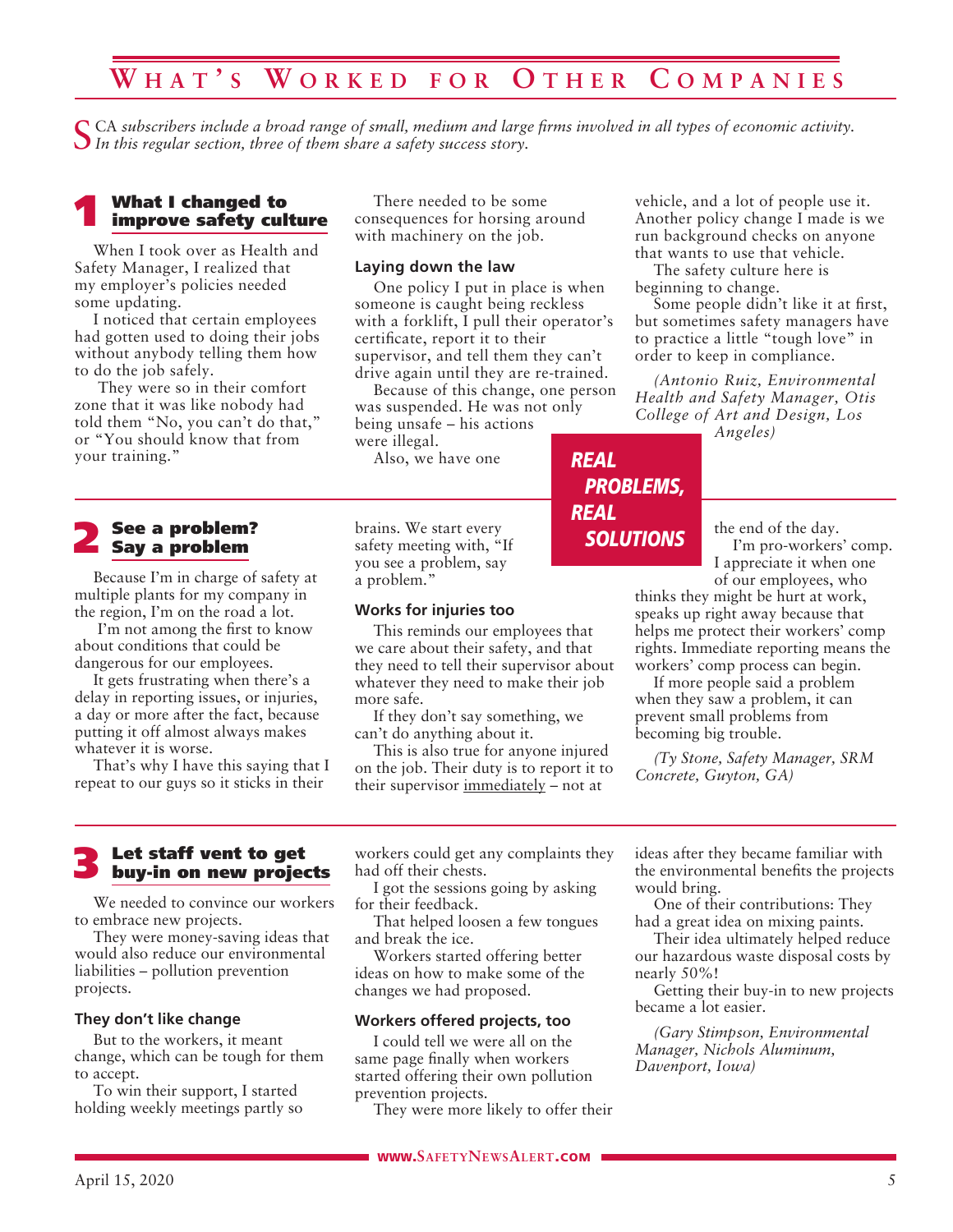# What's Worked for Other Companies

*SCA subscribers include a broad range of small, medium and large firms involved in all types of economic activity. In this regular section, three of them share a safety success story.*

## 1 What I changed to improve safety culture

When I took over as Health and Safety Manager, I realized that my employer's policies needed some updating.

I noticed that certain employees had gotten used to doing their jobs without anybody telling them how to do the job safely.

They were so in their comfort zone that it was like nobody had told them "No, you can't do that," or "You should know that from your training."

There needed to be some consequences for horsing around with machinery on the job.

### Laying down the law

One policy I put in place is when someone is caught being reckless with a forklift, I pull their operator's certificate, report it to their supervisor, and tell them they can't drive again until they are re-trained.

Because of this change, one person was suspended. He was not only being unsafe – his actions were illegal.

Also, we have one vehicle, and a lot of people use it. Another policy change I made is we run background checks on anyone that wants to use that vehicle.

The safety culture here is beginning to change.

Some people didn't like it at first, but sometimes safety managers have to practice a little "tough love" in order to keep in compliance.

*(Antonio Ruiz, Environmental Health and Safety Manager, Otis College of Art and Design, Los Angeles)*

**REAL PROBLEMS, REAL SOLUTIONS**

## 2 See a problem? Say a problem

Because I'm in charge of safety at multiple plants for my company in the region, I'm on the road a lot.

I'm not among the first to know about conditions that could be dangerous for our employees.

It gets frustrating when there's a delay in reporting issues, or injuries, a day or more after the fact, because putting it off almost always makes whatever it is worse.

That's why I have this saying that I repeat to our guys so it sticks in their brains. We start every safety meeting with, "If you see a problem, say a problem."

### Works for injuries too

This reminds our employees that we care about their safety, and that they need to tell their supervisor about whatever they need to make their job more safe.

If they don't say something, we can't do anything about it.

This is also true for anyone injured on the job. Their duty is to report it to their supervisor <u>immediately</u> – not at the end of the day.

I'm pro-workers' comp. I appreciate it when one of our employees, who thinks they might be hurt at work, speaks up right away because that helps me protect their workers' comp rights. Immediate reporting means the workers' comp process can begin.

If more people said a problem when they saw a problem, it can prevent small problems from becoming big trouble.

*(Ty Stone, Safety Manager, SRM Concrete, Guyton, GA)*

## 3 Let staff vent to get buy-in on new projects

We needed to convince our workers to embrace new projects.

They were money-saving ideas that would also reduce our environmental liabilities – pollution prevention projects.

### They don't like change

But to the workers, it meant change, which can be tough for them to accept.

To win their support, I started holding weekly meetings partly so workers could get any complaints they had off their chests.

I got the sessions going by asking for their feedback.

That helped loosen a few tongues and break the ice.

Workers started offering better ideas on how to make some of the changes we had proposed.

### Workers offered projects, too

I could tell we were all on the same page finally when workers started offering their own pollution prevention projects.

They were more likely to offer their ideas after they became familiar with the environmental benefits the projects would bring.

One of their contributions: They had a great idea on mixing paints.

Their idea ultimately helped reduce our hazardous waste disposal costs by nearly 50%!

Getting their buy-in to new projects became a lot easier.

*(Gary Stimpson, Environmental Manager, Nichols Aluminum, Davenport, Iowa)*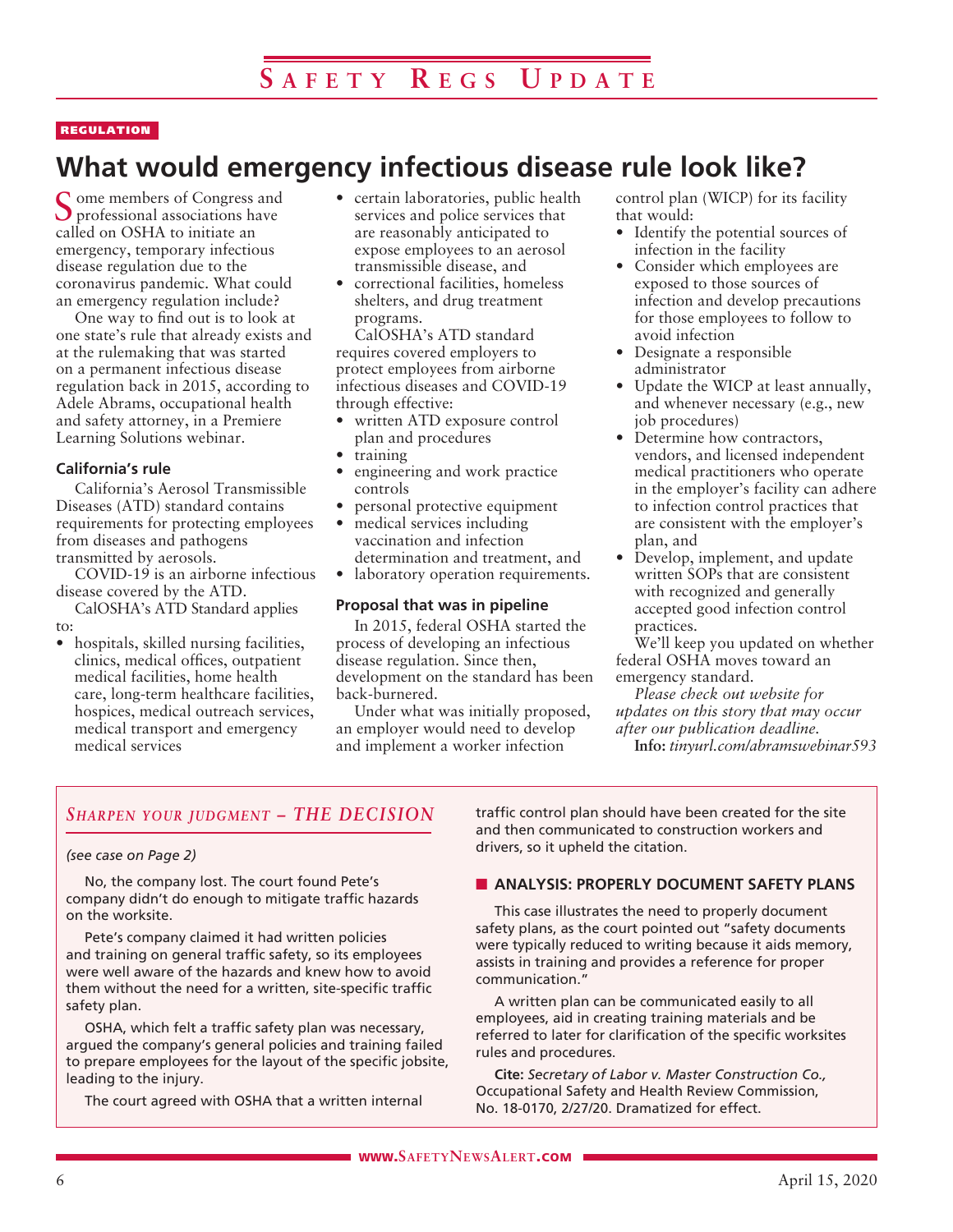REGULATION

# What would emergency infectious disease rule look like?

Some members of Congress and professional associations have called on OSHA to initiate an emergency, temporary infectious disease regulation due to the coronavirus pandemic. What could an emergency regulation include?

One way to find out is to look at one state's rule that already exists and at the rulemaking that was started on a permanent infectious disease regulation back in 2015, according to Adele Abrams, occupational health and safety attorney, in a Premiere Learning Solutions webinar.

### California's rule

California's Aerosol Transmissible Diseases (ATD) standard contains requirements for protecting employees from diseases and pathogens transmitted by aerosols.

COVID-19 is an airborne infectious disease covered by the ATD.

CalOSHA's ATD Standard applies to:

- hospitals, skilled nursing facilities, clinics, medical offices, outpatient medical facilities, home health care, long-term healthcare facilities, hospices, medical outreach services, medical transport and emergency medical services
- certain laboratories, public health services and police services that are reasonably anticipated to expose employees to an aerosol transmissible disease, and
- correctional facilities, homeless shelters, and drug treatment programs.

CalOSHA's ATD standard requires covered employers to protect employees from airborne infectious diseases and COVID-19 through effective:

- written ATD exposure control plan and procedures
- training
- engineering and work practice controls
- personal protective equipment
- medical services including vaccination and infection determination and treatment, and
- laboratory operation requirements.

### Proposal that was in pipeline

In 2015, federal OSHA started the process of developing an infectious disease regulation. Since then, development on the standard has been back-burnered.

Under what was initially proposed, an employer would need to develop and implement a worker infection control plan (WICP) for its facility that would:

- Identify the potential sources of infection in the facility
- Consider which employees are exposed to those sources of infection and develop precautions for those employees to follow to avoid infection
- Designate a responsible administrator
- Update the WICP at least annually, and whenever necessary (e.g., new job procedures)
- Determine how contractors, vendors, and licensed independent medical practitioners who operate in the employer's facility can adhere to infection control practices that are consistent with the employer's plan, and
- Develop, implement, and update written SOPs that are consistent with recognized and generally accepted good infection control practices.

We'll keep you updated on whether federal OSHA moves toward an emergency standard.

*Please check out website for updates on this story that may occur after our publication deadline.*

**Info:** *tinyurl.com/abramswebinar593*

---

## *Sharpen your judgment – THE DECISION*

*(see case on Page 2)*

No, the company lost. The court found Pete's company didn't do enough to mitigate traffic hazards on the worksite.

Pete's company claimed it had written policies and training on general traffic safety, so its employees were well aware of the hazards and knew how to avoid them without the need for a written, site-specific traffic safety plan.

OSHA, which felt a traffic safety plan was necessary, argued the company's general policies and training failed to prepare employees for the layout of the specific jobsite, leading to the injury.

The court agreed with OSHA that a written internal traffic control plan should have been created for the site and then communicated to construction workers and drivers, so it upheld the citation.

### ANALYSIS: PROPERLY DOCUMENT SAFETY PLANS

This case illustrates the need to properly document safety plans, as the court pointed out "safety documents were typically reduced to writing because it aids memory, assists in training and provides a reference for proper communication."

A written plan can be communicated easily to all employees, aid in creating training materials and be referred to later for clarification of the specific worksites rules and procedures.

**Cite:** *Secretary of Labor v. Master Construction Co.,* Occupational Safety and Health Review Commission, No. 18-0170, 2/27/20. Dramatized for effect.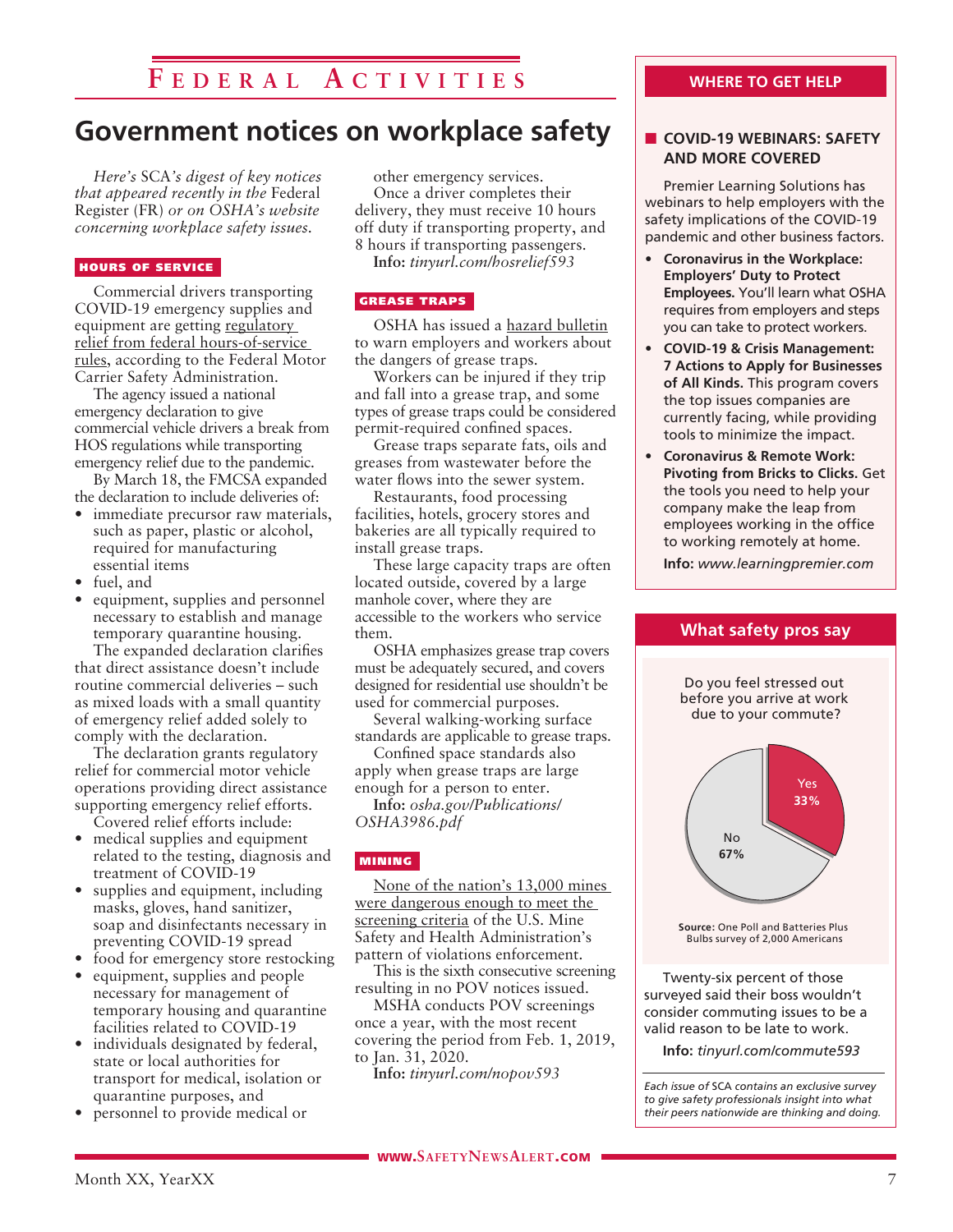# Federal Activities

## Government notices on workplace safety

*Here's* SCA*'s digest of key notices that appeared recently in the* Federal Register (FR) *or on OSHA's website concerning workplace safety issues.*

### HOURS OF SERVICE

Commercial drivers transporting COVID-19 emergency supplies and equipment are getting regulatory relief from federal hours-of-service rules, according to the Federal Motor Carrier Safety Administration.

The agency issued a national emergency declaration to give commercial vehicle drivers a break from HOS regulations while transporting emergency relief due to the pandemic.

By March 18, the FMCSA expanded the declaration to include deliveries of:

- immediate precursor raw materials, such as paper, plastic or alcohol, required for manufacturing essential items
- fuel, and
- equipment, supplies and personnel necessary to establish and manage temporary quarantine housing.

The expanded declaration clarifies that direct assistance doesn't include routine commercial deliveries – such as mixed loads with a small quantity of emergency relief added solely to comply with the declaration.

The declaration grants regulatory relief for commercial motor vehicle operations providing direct assistance supporting emergency relief efforts.

Covered relief efforts include:

- medical supplies and equipment related to the testing, diagnosis and treatment of COVID-19
- supplies and equipment, including masks, gloves, hand sanitizer, soap and disinfectants necessary in preventing COVID-19 spread
- food for emergency store restocking
- equipment, supplies and people necessary for management of temporary housing and quarantine facilities related to COVID-19
- individuals designated by federal, state or local authorities for transport for medical, isolation or quarantine purposes, and
- personnel to provide medical or other emergency services.

Once a driver completes their delivery, they must receive 10 hours off duty if transporting property, and 8 hours if transporting passengers.

**Info:** *tinyurl.com/hosrelief593*

### GREASE TRAPS

OSHA has issued a hazard bulletin to warn employers and workers about the dangers of grease traps.

Workers can be injured if they trip and fall into a grease trap, and some types of grease traps could be considered permit-required confined spaces.

Grease traps separate fats, oils and greases from wastewater before the water flows into the sewer system.

Restaurants, food processing facilities, hotels, grocery stores and bakeries are all typically required to install grease traps.

These large capacity traps are often located outside, covered by a large manhole cover, where they are accessible to the workers who service them.

OSHA emphasizes grease trap covers must be adequately secured, and covers designed for residential use shouldn't be used for commercial purposes.

Several walking-working surface standards are applicable to grease traps.

Confined space standards also apply when grease traps are large enough for a person to enter.

**Info:** *osha.gov/Publications/OSHA3986.pdf*

### MINING

None of the nation's 13,000 mines were dangerous enough to meet the screening criteria of the U.S. Mine Safety and Health Administration's pattern of violations enforcement.

This is the sixth consecutive screening resulting in no POV notices issued.

MSHA conducts POV screenings once a year, with the most recent covering the period from Feb. 1, 2019, to Jan. 31, 2020.

**Info:** *tinyurl.com/nopov593*

---

## WHERE TO GET HELP

### COVID-19 WEBINARS: SAFETY AND MORE COVERED

Premier Learning Solutions has webinars to help employers with the safety implications of the COVID-19 pandemic and other business factors.

- **Coronavirus in the Workplace: Employers' Duty to Protect Employees.** You'll learn what OSHA requires from employers and steps you can take to protect workers.
- **COVID-19 & Crisis Management: 7 Actions to Apply for Businesses of All Kinds.** This program covers the top issues companies are currently facing, while providing tools to minimize the impact.
- **Coronavirus & Remote Work: Pivoting from Bricks to Clicks.** Get the tools you need to help your company make the leap from employees working in the office to working remotely at home.

**Info:** *www.learningpremier.com*

---

## What safety pros say

Do you feel stressed out before you arrive at work due to your commute?

| Response | Percent |
|---|---|
| Yes | 33% |
| No | 67% |

**Source:** One Poll and Batteries Plus Bulbs survey of 2,000 Americans

Twenty-six percent of those surveyed said their boss wouldn't consider commuting issues to be a valid reason to be late to work.

**Info:** *tinyurl.com/commute593*

*Each issue of* SCA *contains an exclusive survey to give safety professionals insight into what their peers nationwide are thinking and doing.*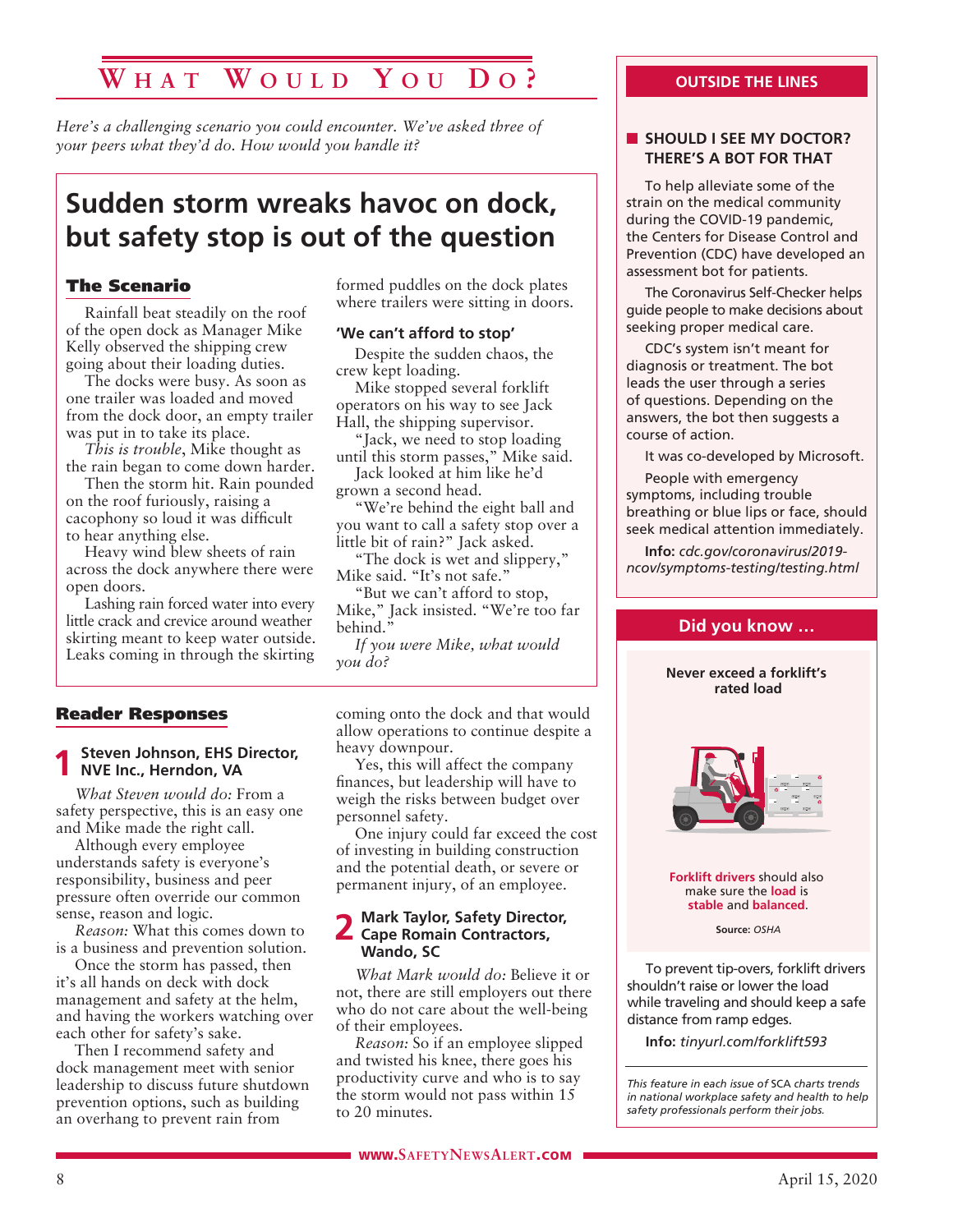# What Would You Do?

*Here's a challenging scenario you could encounter. We've asked three of your peers what they'd do. How would you handle it?*

## Sudden storm wreaks havoc on dock, but safety stop is out of the question

### The Scenario

Rainfall beat steadily on the roof of the open dock as Manager Mike Kelly observed the shipping crew going about their loading duties.

The docks were busy. As soon as one trailer was loaded and moved from the dock door, an empty trailer was put in to take its place.

*This is trouble*, Mike thought as the rain began to come down harder.

Then the storm hit. Rain pounded on the roof furiously, raising a cacophony so loud it was difficult to hear anything else.

Heavy wind blew sheets of rain across the dock anywhere there were open doors.

Lashing rain forced water into every little crack and crevice around weather skirting meant to keep water outside. Leaks coming in through the skirting formed puddles on the dock plates where trailers were sitting in doors.

#### 'We can't afford to stop'

Despite the sudden chaos, the crew kept loading.

Mike stopped several forklift operators on his way to see Jack Hall, the shipping supervisor.

"Jack, we need to stop loading until this storm passes," Mike said.

Jack looked at him like he'd grown a second head.

"We're behind the eight ball and you want to call a safety stop over a little bit of rain?" Jack asked.

"The dock is wet and slippery," Mike said. "It's not safe."

"But we can't afford to stop, Mike," Jack insisted. "We're too far behind."

*If you were Mike, what would you do?*

### Reader Responses

#### 1 Steven Johnson, EHS Director, NVE Inc., Herndon, VA

*What Steven would do:* From a safety perspective, this is an easy one and Mike made the right call.

Although every employee understands safety is everyone's responsibility, business and peer pressure often override our common sense, reason and logic.

*Reason:* What this comes down to is a business and prevention solution.

Once the storm has passed, then it's all hands on deck with dock management and safety at the helm, and having the workers watching over each other for safety's sake.

Then I recommend safety and dock management meet with senior leadership to discuss future shutdown prevention options, such as building an overhang to prevent rain from coming onto the dock and that would allow operations to continue despite a heavy downpour.

Yes, this will affect the company finances, but leadership will have to weigh the risks between budget over personnel safety.

One injury could far exceed the cost of investing in building construction and the potential death, or severe or permanent injury, of an employee.

#### 2 Mark Taylor, Safety Director, Cape Romain Contractors, Wando, SC

*What Mark would do:* Believe it or not, there are still employers out there who do not care about the well-being of their employees.

*Reason:* So if an employee slipped and twisted his knee, there goes his productivity curve and who is to say the storm would not pass within 15 to 20 minutes.

---

## OUTSIDE THE LINES

### SHOULD I SEE MY DOCTOR? THERE'S A BOT FOR THAT

To help alleviate some of the strain on the medical community during the COVID-19 pandemic, the Centers for Disease Control and Prevention (CDC) have developed an assessment bot for patients.

The Coronavirus Self-Checker helps guide people to make decisions about seeking proper medical care.

CDC's system isn't meant for diagnosis or treatment. The bot leads the user through a series of questions. Depending on the answers, the bot then suggests a course of action.

It was co-developed by Microsoft.

People with emergency symptoms, including trouble breathing or blue lips or face, should seek medical attention immediately.

**Info:** *cdc.gov/coronavirus/2019-ncov/symptoms-testing/testing.html*

## Did you know …

**Never exceed a forklift's rated load**

**Forklift drivers** should also make sure the **load** is **stable** and **balanced**.

**Source:** *OSHA*

To prevent tip-overs, forklift drivers shouldn't raise or lower the load while traveling and should keep a safe distance from ramp edges.

**Info:** *tinyurl.com/forklift593*

*This feature in each issue of* SCA *charts trends in national workplace safety and health to help safety professionals perform their jobs.*